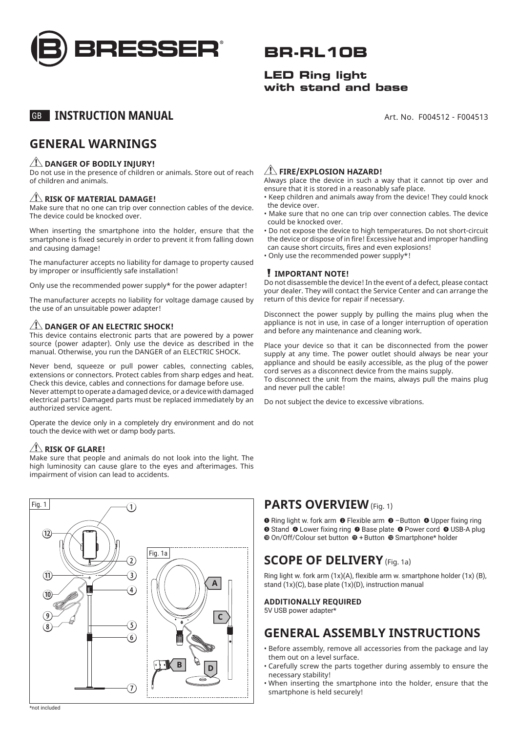# BRESSER

## BR-RL10B

### LED Ring light with stand and base

GB **INSTRUCTION MANUAL**

Art. No. F004512 - F004513

## GENERAL WARNINGS

### ⚠ DANGER OF BODILY INJURY!

Do not use in the presence of children or animals. Store out of reach of children and animals.

### ⚠ RISK OF MATERIAL DAMAGE!

Make sure that no one can trip over connection cables of the device. The device could be knocked over.

When inserting the smartphone into the holder, ensure that the smartphone is fixed securely in order to prevent it from falling down and causing damage!

The manufacturer accepts no liability for damage to property caused by improper or insufficiently safe installation!

Only use the recommended power supply* for the power adapter!

The manufacturer accepts no liability for voltage damage caused by the use of an unsuitable power adapter!

### ⚠ DANGER OF AN ELECTRIC SHOCK!

This device contains electronic parts that are powered by a power source (power adapter). Only use the device as described in the manual. Otherwise, you run the DANGER of an ELECTRIC SHOCK.

Never bend, squeeze or pull power cables, connecting cables, extensions or connectors. Protect cables from sharp edges and heat. Check this device, cables and connections for damage before use. Never attempt to operate a damaged device, or a device with damaged electrical parts! Damaged parts must be replaced immediately by an authorized service agent.

Operate the device only in a completely dry environment and do not touch the device with wet or damp body parts.

### ⚠ RISK OF GLARE!

Make sure that people and animals do not look into the light. The high luminosity can cause glare to the eyes and afterimages. This impairment of vision can lead to accidents.

### ⚠ FIRE/EXPLOSION HAZARD!

Always place the device in such a way that it cannot tip over and ensure that it is stored in a reasonably safe place.

- Keep children and animals away from the device! They could knock the device over.
- Make sure that no one can trip over connection cables. The device could be knocked over.
- Do not expose the device to high temperatures. Do not short-circuit the device or dispose of in fire! Excessive heat and improper handling can cause short circuits, fires and even explosions!
- Only use the recommended power supply*!

### ! IMPORTANT NOTE!

Do not disassemble the device! In the event of a defect, please contact your dealer. They will contact the Service Center and can arrange the return of this device for repair if necessary.

Disconnect the power supply by pulling the mains plug when the appliance is not in use, in case of a longer interruption of operation and before any maintenance and cleaning work.

Place your device so that it can be disconnected from the power supply at any time. The power outlet should always be near your appliance and should be easily accessible, as the plug of the power cord serves as a disconnect device from the mains supply.
To disconnect the unit from the mains, always pull the mains plug and never pull the cable!

Do not subject the device to excessive vibrations.

Fig. 1

Fig. 1a

## PARTS OVERVIEW (Fig. 1)

❶ Ring light w. fork arm ❷ Flexible arm ❸ –Button ❹ Upper fixing ring ❺ Stand ❻ Lower fixing ring ❼ Base plate ❽ Power cord ❾ USB-A plug ❿ On/Off/Colour set button ⓫ + Button ⓬ Smartphone* holder

## SCOPE OF DELIVERY (Fig. 1a)

Ring light w. fork arm (1x)(A), flexible arm w. smartphone holder (1x) (B), stand (1x)(C), base plate (1x)(D), instruction manual

**ADDITIONALLY REQUIRED**

5V USB power adapter*

## GENERAL ASSEMBLY INSTRUCTIONS

- Before assembly, remove all accessories from the package and lay them out on a level surface.
- Carefully screw the parts together during assembly to ensure the necessary stability!
- When inserting the smartphone into the holder, ensure that the smartphone is held securely!

*not included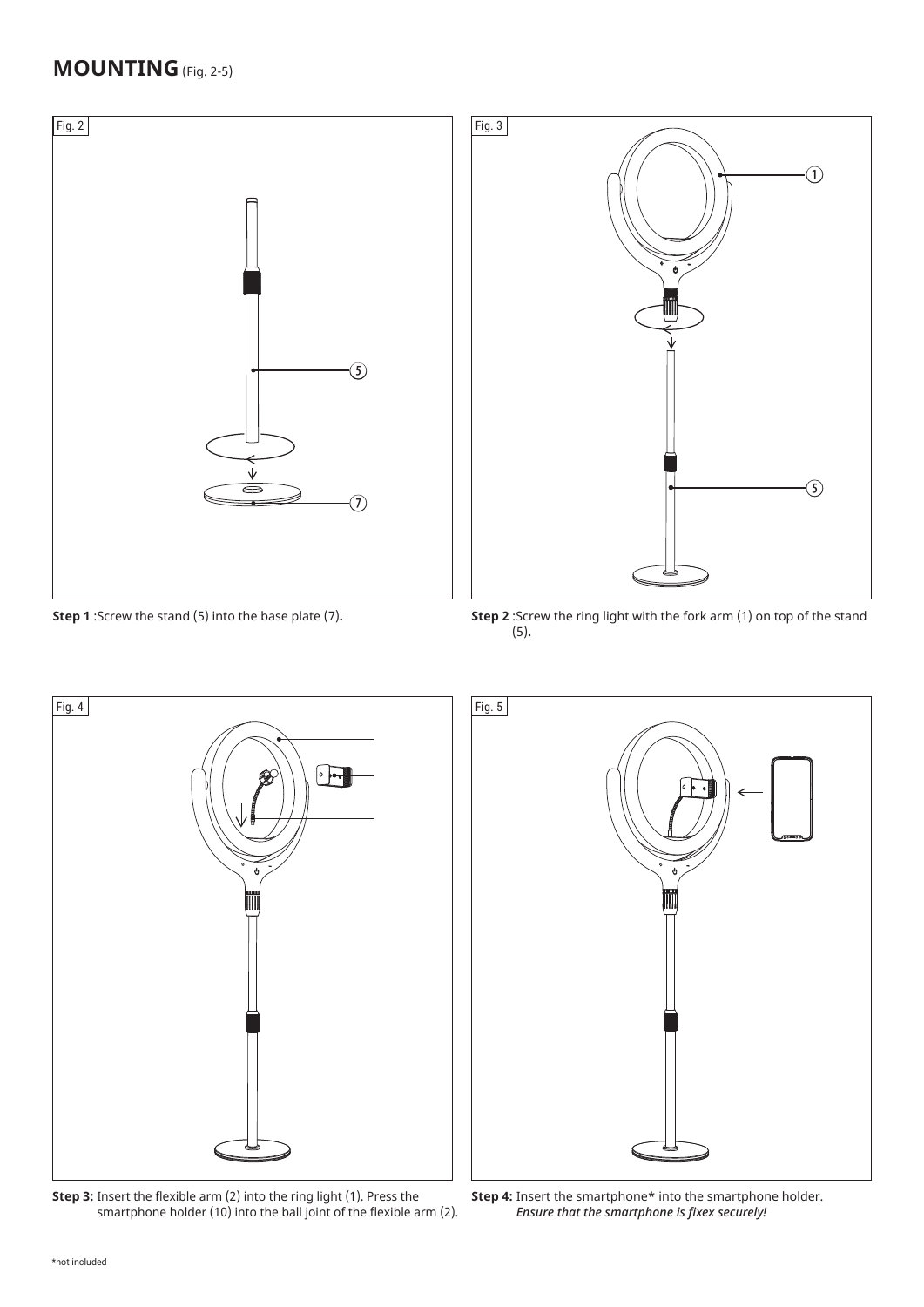# MOUNTING (Fig. 2-5)

Fig. 2

**Step 1** :Screw the stand (5) into the base plate (7).

Fig. 3

**Step 2** :Screw the ring light with the fork arm (1) on top of the stand (5).

Fig. 4

**Step 3:** Insert the flexible arm (2) into the ring light (1). Press the smartphone holder (10) into the ball joint of the flexible arm (2).

Fig. 5

**Step 4:** Insert the smartphone* into the smartphone holder. ***Ensure that the smartphone is fixex securely!***

*not included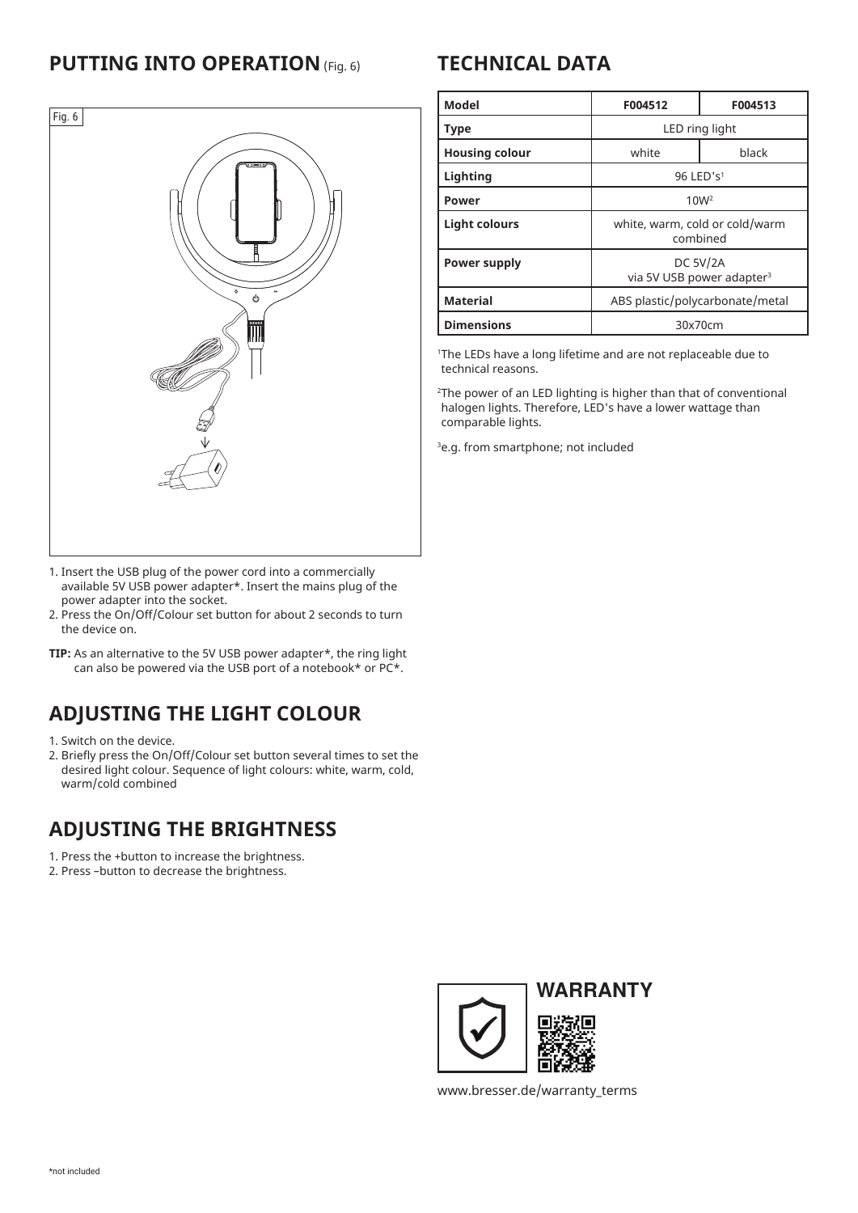## PUTTING INTO OPERATION (Fig. 6)

Fig. 6

1. Insert the USB plug of the power cord into a commercially available 5V USB power adapter*. Insert the mains plug of the power adapter into the socket.
2. Press the On/Off/Colour set button for about 2 seconds to turn the device on.

**TIP:** As an alternative to the 5V USB power adapter*, the ring light can also be powered via the USB port of a notebook* or PC*.

## ADJUSTING THE LIGHT COLOUR

1. Switch on the device.
2. Briefly press the On/Off/Colour set button several times to set the desired light colour. Sequence of light colours: white, warm, cold, warm/cold combined

## ADJUSTING THE BRIGHTNESS

1. Press the +button to increase the brightness.
2. Press –button to decrease the brightness.

## TECHNICAL DATA

| **Model** | **F004512** | **F004513** |
|---|---|---|
| **Type** | LED ring light | |
| **Housing colour** | white | black |
| **Lighting** | 96 LED's[1] | |
| **Power** | 10W[2] | |
| **Light colours** | white, warm, cold or cold/warm combined | |
| **Power supply** | DC 5V/2A via 5V USB power adapter[3] | |
| **Material** | ABS plastic/polycarbonate/metal | |
| **Dimensions** | 30x70cm | |

[1]The LEDs have a long lifetime and are not replaceable due to technical reasons.

[2]The power of an LED lighting is higher than that of conventional halogen lights. Therefore, LED's have a lower wattage than comparable lights.

[3]e.g. from smartphone; not included

## WARRANTY

www.bresser.de/warranty_terms

*not included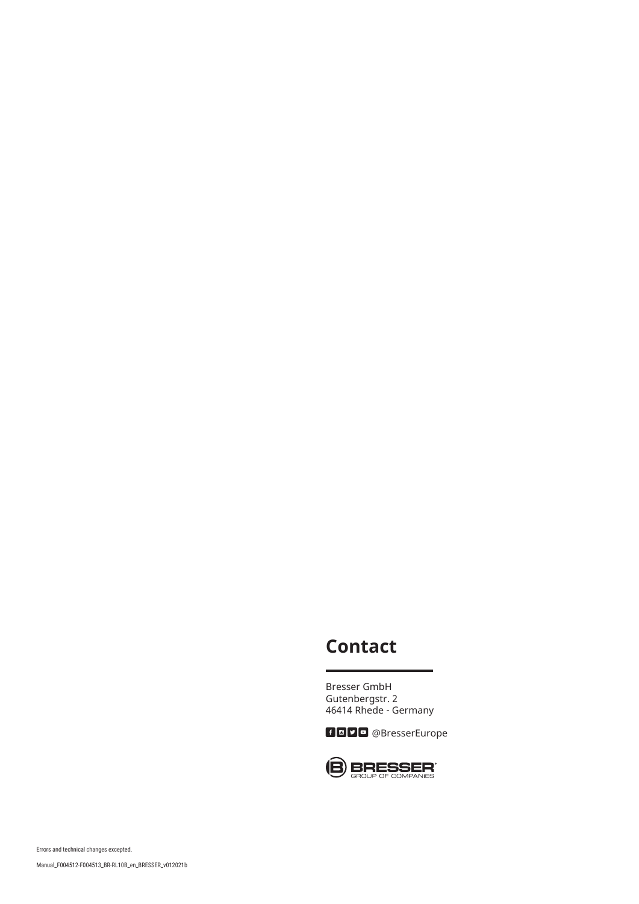## Contact

Bresser GmbH
Gutenbergstr. 2
46414 Rhede - Germany

@BresserEurope

BRESSER
GROUP OF COMPANIES

Errors and technical changes excepted.

Manual_F004512-F004513_BR-RL10B_en_BRESSER_v012021b